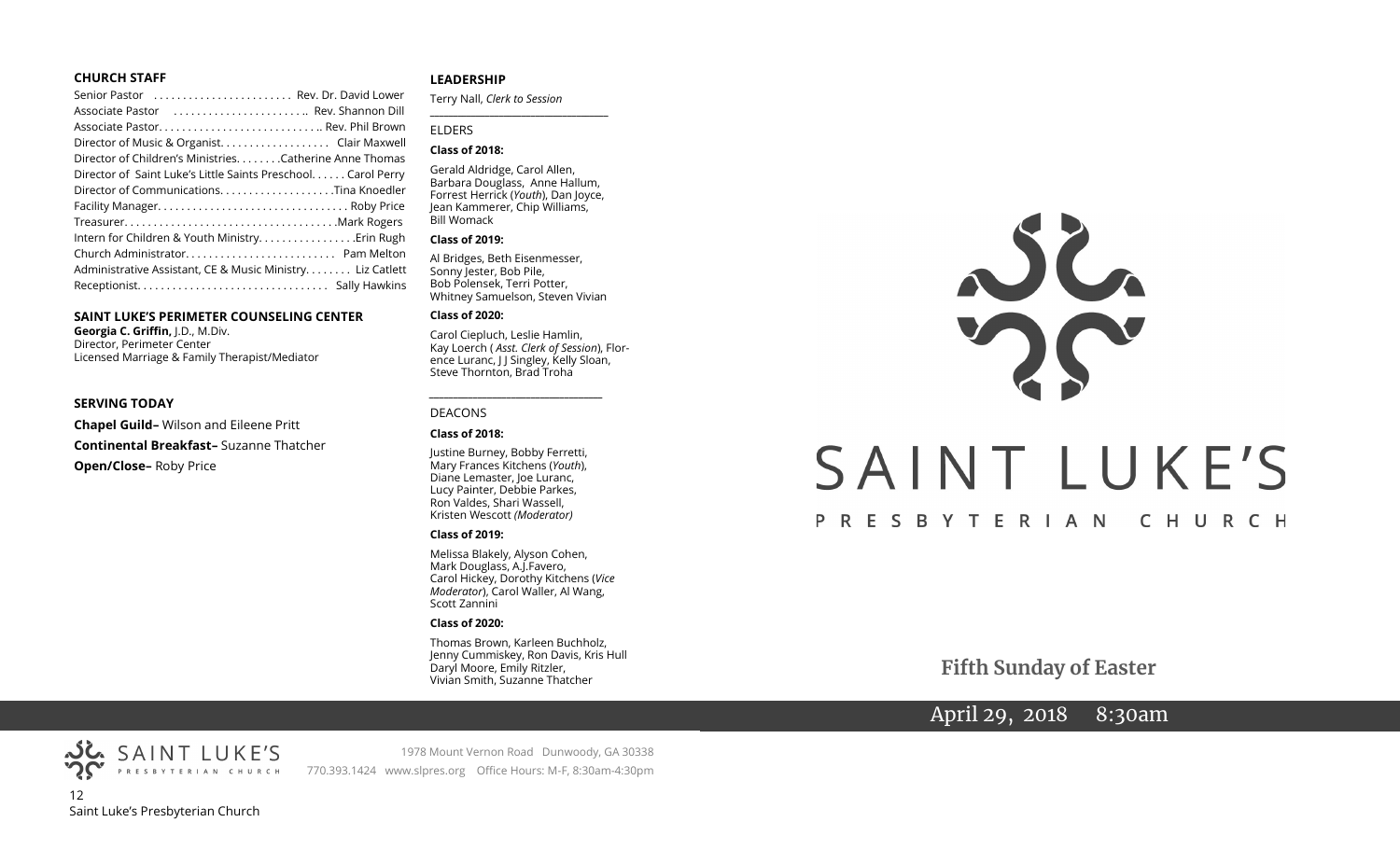**CHURCH STAFF**

Senior Pastor ........................ Rev. Dr. David Lower
Associate Pastor ........................ Rev. Shannon Dill
Associate Pastor............................ Rev. Phil Brown
Director of Music & Organist.................. Clair Maxwell
Director of Children's Ministries........Catherine Anne Thomas
Director of Saint Luke's Little Saints Preschool...... Carol Perry
Director of Communications...................Tina Knoedler
Facility Manager................................ Roby Price
Treasurer....................................Mark Rogers
Intern for Children & Youth Ministry................Erin Rugh
Church Administrator......................... Pam Melton
Administrative Assistant, CE & Music Ministry........ Liz Catlett
Receptionist................................ Sally Hawkins

**SAINT LUKE'S PERIMETER COUNSELING CENTER**

**Georgia C. Griffin,** J.D., M.Div.
Director, Perimeter Center
Licensed Marriage & Family Therapist/Mediator

**SERVING TODAY**

**Chapel Guild–** Wilson and Eileene Pritt

**Continental Breakfast–** Suzanne Thatcher

**Open/Close–** Roby Price

**LEADERSHIP**

Terry Nall, *Clerk to Session*

ELDERS

**Class of 2018:**

Gerald Aldridge, Carol Allen, Barbara Douglass, Anne Hallum, Forrest Herrick (*Youth*), Dan Joyce, Jean Kammerer, Chip Williams, Bill Womack

**Class of 2019:**

Al Bridges, Beth Eisenmesser, Sonny Jester, Bob Pile, Bob Polensek, Terri Potter, Whitney Samuelson, Steven Vivian

**Class of 2020:**

Carol Ciepluch, Leslie Hamlin, Kay Loerch ( *Asst. Clerk of Session*), Florence Luranc, J J Singley, Kelly Sloan, Steve Thornton, Brad Troha

DEACONS

**Class of 2018:**

Justine Burney, Bobby Ferretti, Mary Frances Kitchens (*Youth*), Diane Lemaster, Joe Luranc, Lucy Painter, Debbie Parkes, Ron Valdes, Shari Wassell, Kristen Wescott *(Moderator)*

**Class of 2019:**

Melissa Blakely, Alyson Cohen, Mark Douglass, A.J.Favero, Carol Hickey, Dorothy Kitchens (*Vice Moderator*), Carol Waller, Al Wang, Scott Zannini

**Class of 2020:**

Thomas Brown, Karleen Buchholz, Jenny Cummiskey, Ron Davis, Kris Hull Daryl Moore, Emily Ritzler, Vivian Smith, Suzanne Thatcher

SAINT LUKE'S PRESBYTERIAN CHURCH

1978 Mount Vernon Road Dunwoody, GA 30338
770.393.1424 www.slpres.org Office Hours: M-F, 8:30am-4:30pm

# SAINT LUKE'S
## PRESBYTERIAN CHURCH

**Fifth Sunday of Easter**

April 29, 2018 8:30am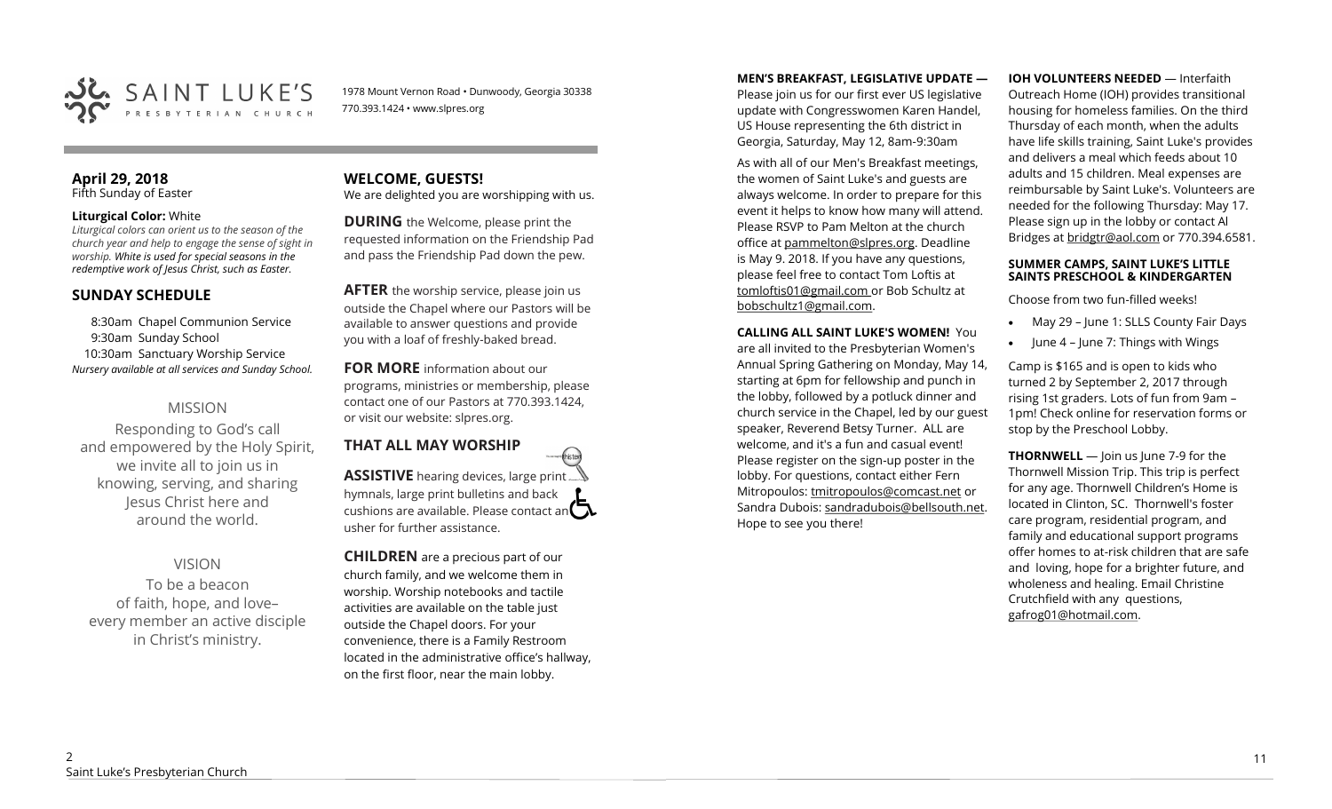SAINT LUKE'S PRESBYTERIAN CHURCH

1978 Mount Vernon Road • Dunwoody, Georgia 30338
770.393.1424 • www.slpres.org

## April 29, 2018
Fifth Sunday of Easter

**Liturgical Color:** White
*Liturgical colors can orient us to the season of the church year and help to engage the sense of sight in worship. White is used for special seasons in the redemptive work of Jesus Christ, such as Easter.*

## SUNDAY SCHEDULE

8:30am Chapel Communion Service
9:30am Sunday School
10:30am Sanctuary Worship Service
*Nursery available at all services and Sunday School.*

### MISSION

Responding to God's call and empowered by the Holy Spirit, we invite all to join us in knowing, serving, and sharing Jesus Christ here and around the world.

### VISION

To be a beacon of faith, hope, and love– every member an active disciple in Christ's ministry.

## WELCOME, GUESTS!

We are delighted you are worshipping with us.

**DURING** the Welcome, please print the requested information on the Friendship Pad and pass the Friendship Pad down the pew.

**AFTER** the worship service, please join us outside the Chapel where our Pastors will be available to answer questions and provide you with a loaf of freshly-baked bread.

**FOR MORE** information about our programs, ministries or membership, please contact one of our Pastors at 770.393.1424, or visit our website: slpres.org.

## THAT ALL MAY WORSHIP

**ASSISTIVE** hearing devices, large print hymnals, large print bulletins and back cushions are available. Please contact an usher for further assistance.

**CHILDREN** are a precious part of our church family, and we welcome them in worship. Worship notebooks and tactile activities are available on the table just outside the Chapel doors. For your convenience, there is a Family Restroom located in the administrative office's hallway, on the first floor, near the main lobby.

**MEN'S BREAKFAST, LEGISLATIVE UPDATE —** Please join us for our first ever US legislative update with Congresswomen Karen Handel, US House representing the 6th district in Georgia, Saturday, May 12, 8am-9:30am

As with all of our Men's Breakfast meetings, the women of Saint Luke's and guests are always welcome. In order to prepare for this event it helps to know how many will attend. Please RSVP to Pam Melton at the church office at pammelton@slpres.org. Deadline is May 9. 2018. If you have any questions, please feel free to contact Tom Loftis at tomloftis01@gmail.com or Bob Schultz at bobschultz1@gmail.com.

**CALLING ALL SAINT LUKE'S WOMEN!** You are all invited to the Presbyterian Women's Annual Spring Gathering on Monday, May 14, starting at 6pm for fellowship and punch in the lobby, followed by a potluck dinner and church service in the Chapel, led by our guest speaker, Reverend Betsy Turner. ALL are welcome, and it's a fun and casual event! Please register on the sign-up poster in the lobby. For questions, contact either Fern Mitropoulos: tmitropoulos@comcast.net or Sandra Dubois: sandradubois@bellsouth.net. Hope to see you there!

**IOH VOLUNTEERS NEEDED** — Interfaith Outreach Home (IOH) provides transitional housing for homeless families. On the third Thursday of each month, when the adults have life skills training, Saint Luke's provides and delivers a meal which feeds about 10 adults and 15 children. Meal expenses are reimbursable by Saint Luke's. Volunteers are needed for the following Thursday: May 17. Please sign up in the lobby or contact Al Bridges at bridgtr@aol.com or 770.394.6581.

**SUMMER CAMPS, SAINT LUKE'S LITTLE SAINTS PRESCHOOL & KINDERGARTEN**

Choose from two fun-filled weeks!

- May 29 – June 1: SLLS County Fair Days
- June 4 – June 7: Things with Wings

Camp is $165 and is open to kids who turned 2 by September 2, 2017 through rising 1st graders. Lots of fun from 9am – 1pm! Check online for reservation forms or stop by the Preschool Lobby.

**THORNWELL** — Join us June 7-9 for the Thornwell Mission Trip. This trip is perfect for any age. Thornwell Children's Home is located in Clinton, SC. Thornwell's foster care program, residential program, and family and educational support programs offer homes to at-risk children that are safe and loving, hope for a brighter future, and wholeness and healing. Email Christine Crutchfield with any questions, gafrog01@hotmail.com.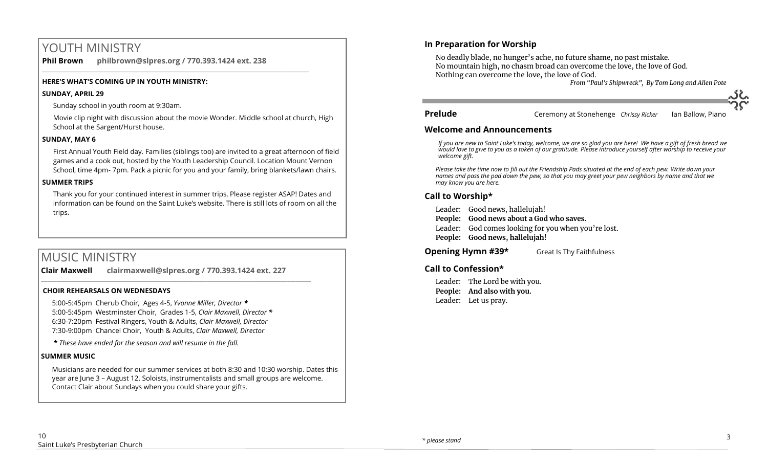# YOUTH MINISTRY

**Phil Brown philbrown@slpres.org / 770.393.1424 ext. 238**

**HERE'S WHAT'S COMING UP IN YOUTH MINISTRY:**

**SUNDAY, APRIL 29**

Sunday school in youth room at 9:30am.

Movie clip night with discussion about the movie Wonder. Middle school at church, High School at the Sargent/Hurst house.

**SUNDAY, MAY 6**

First Annual Youth Field day. Families (siblings too) are invited to a great afternoon of field games and a cook out, hosted by the Youth Leadership Council. Location Mount Vernon School, time 4pm- 7pm. Pack a picnic for you and your family, bring blankets/lawn chairs.

**SUMMER TRIPS**

Thank you for your continued interest in summer trips, Please register ASAP! Dates and information can be found on the Saint Luke's website. There is still lots of room on all the trips.

# MUSIC MINISTRY

**Clair Maxwell clairmaxwell@slpres.org / 770.393.1424 ext. 227**

**CHOIR REHEARSALS ON WEDNESDAYS**

5:00-5:45pm Cherub Choir, Ages 4-5, *Yvonne Miller, Director* **\***
5:00-5:45pm Westminster Choir, Grades 1-5, *Clair Maxwell, Director* **\***
6:30-7:20pm Festival Ringers, Youth & Adults, *Clair Maxwell, Director*
7:30-9:00pm Chancel Choir, Youth & Adults, *Clair Maxwell, Director*

***\*** These have ended for the season and will resume in the fall.*

**SUMMER MUSIC**

Musicians are needed for our summer services at both 8:30 and 10:30 worship. Dates this year are June 3 – August 12. Soloists, instrumentalists and small groups are welcome. Contact Clair about Sundays when you could share your gifts.

## In Preparation for Worship

No deadly blade, no hunger's ache, no future shame, no past mistake.
No mountain high, no chasm broad can overcome the love, the love of God.
Nothing can overcome the love, the love of God.

*From "Paul's Shipwreck", By Tom Long and Allen Pote*

**Prelude** Ceremony at Stonehenge *Chrissy Ricker* Ian Ballow, Piano

## Welcome and Announcements

*If you are new to Saint Luke's today, welcome, we are so glad you are here! We have a gift of fresh bread we would love to give to you as a token of our gratitude. Please introduce yourself after worship to receive your welcome gift.*

*Please take the time now to fill out the Friendship Pads situated at the end of each pew. Write down your names and pass the pad down the pew, so that you may greet your pew neighbors by name and that we may know you are here.*

## Call to Worship\*

Leader: Good news, hallelujah!
**People: Good news about a God who saves.**
Leader: God comes looking for you when you're lost.
**People: Good news, hallelujah!**

**Opening Hymn #39\*** Great Is Thy Faithfulness

## Call to Confession\*

Leader: The Lord be with you.
**People: And also with you.**
Leader: Let us pray.

*\* please stand*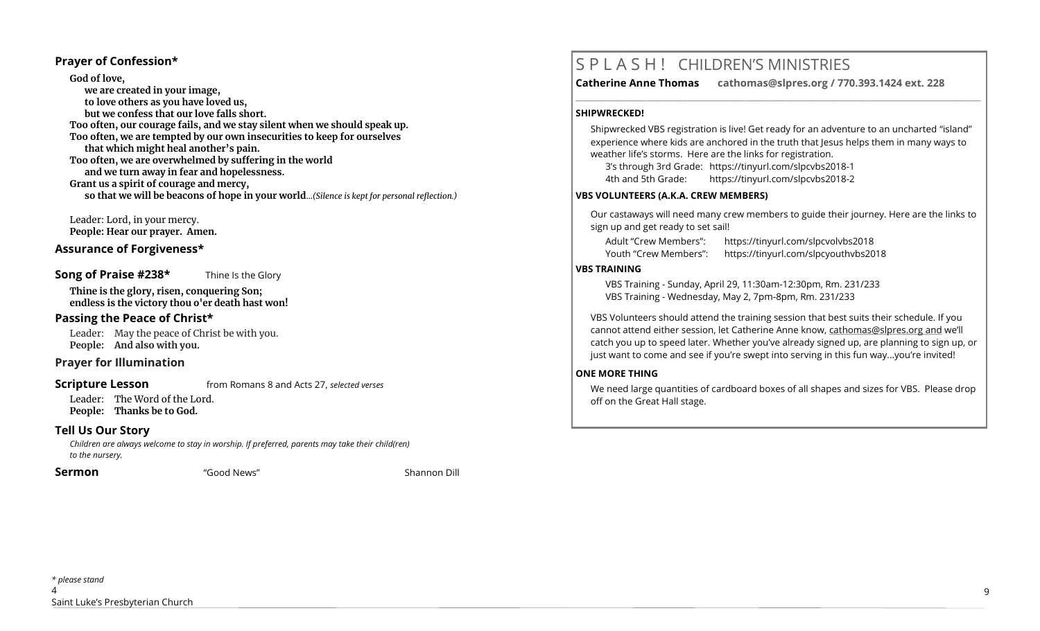## Prayer of Confession*

**God of love,**
**we are created in your image,**
**to love others as you have loved us,**
**but we confess that our love falls short.**
**Too often, our courage fails, and we stay silent when we should speak up.**
**Too often, we are tempted by our own insecurities to keep for ourselves**
**that which might heal another's pain.**
**Too often, we are overwhelmed by suffering in the world**
**and we turn away in fear and hopelessness.**
**Grant us a spirit of courage and mercy,**
**so that we will be beacons of hope in your world**...*(Silence is kept for personal reflection.)*

Leader: Lord, in your mercy.
**People: Hear our prayer. Amen.**

## Assurance of Forgiveness*

## Song of Praise #238* Thine Is the Glory

**Thine is the glory, risen, conquering Son;**
**endless is the victory thou o'er death hast won!**

## Passing the Peace of Christ*

Leader: May the peace of Christ be with you.
**People: And also with you.**

## Prayer for Illumination

## Scripture Lesson from Romans 8 and Acts 27, *selected verses*

Leader: The Word of the Lord.
**People: Thanks be to God.**

## Tell Us Our Story

*Children are always welcome to stay in worship. If preferred, parents may take their child(ren) to the nursery.*

**Sermon** "Good News" Shannon Dill

*\* please stand*

# S P L A S H ! CHILDREN'S MINISTRIES

**Catherine Anne Thomas cathomas@slpres.org / 770.393.1424 ext. 228**

### SHIPWRECKED!

Shipwrecked VBS registration is live! Get ready for an adventure to an uncharted "island" experience where kids are anchored in the truth that Jesus helps them in many ways to weather life's storms. Here are the links for registration.

3's through 3rd Grade: https://tinyurl.com/slpcvbs2018-1
4th and 5th Grade: https://tinyurl.com/slpcvbs2018-2

### VBS VOLUNTEERS (A.K.A. CREW MEMBERS)

Our castaways will need many crew members to guide their journey. Here are the links to sign up and get ready to set sail!

Adult "Crew Members": https://tinyurl.com/slpcvolvbs2018
Youth "Crew Members": https://tinyurl.com/slpcyouthvbs2018

### VBS TRAINING

VBS Training - Sunday, April 29, 11:30am-12:30pm, Rm. 231/233
VBS Training - Wednesday, May 2, 7pm-8pm, Rm. 231/233

VBS Volunteers should attend the training session that best suits their schedule. If you cannot attend either session, let Catherine Anne know, cathomas@slpres.org and we'll catch you up to speed later. Whether you've already signed up, are planning to sign up, or just want to come and see if you're swept into serving in this fun way...you're invited!

### ONE MORE THING

We need large quantities of cardboard boxes of all shapes and sizes for VBS. Please drop off on the Great Hall stage.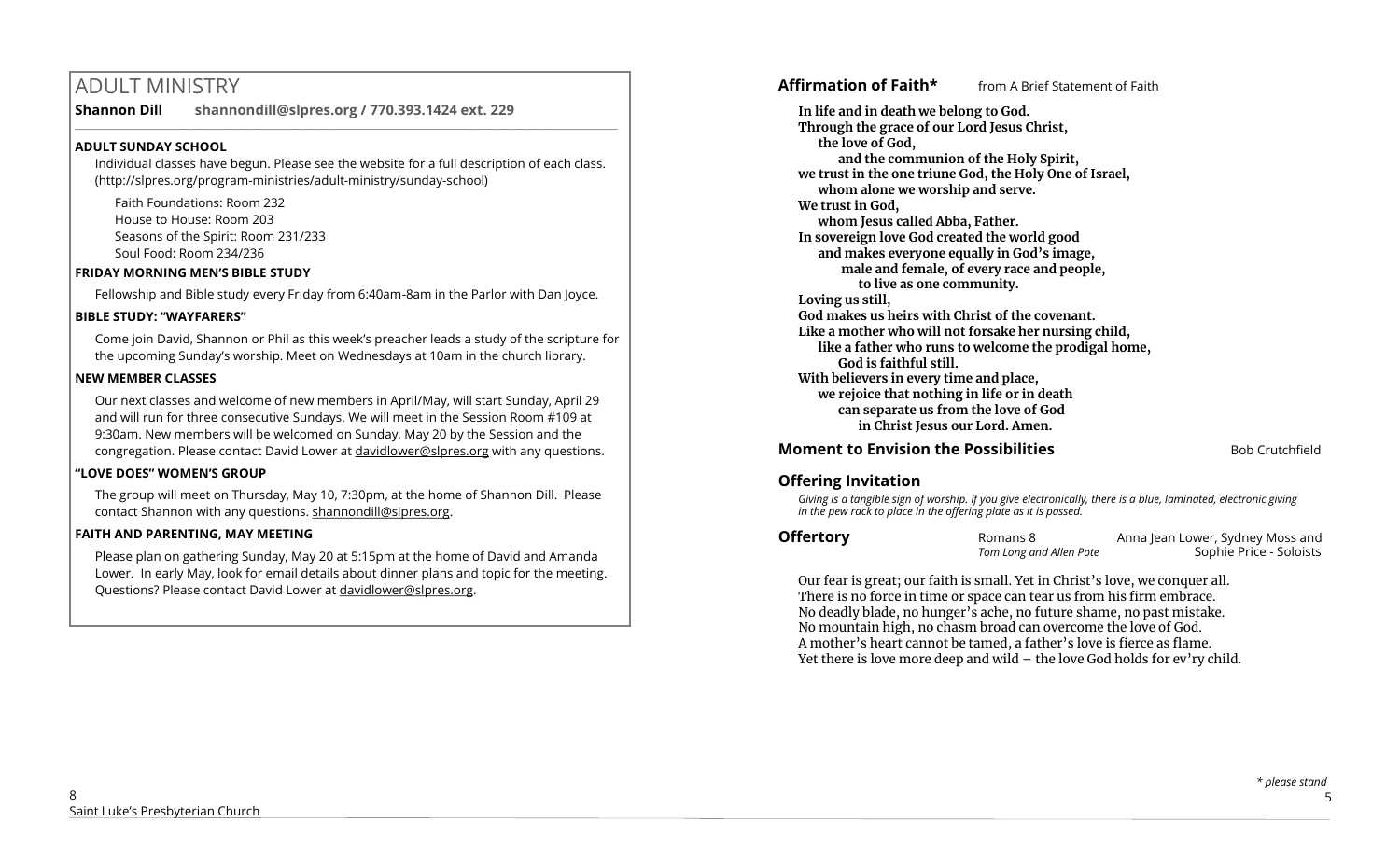# ADULT MINISTRY

**Shannon Dill** **shannondill@slpres.org / 770.393.1424 ext. 229**

### ADULT SUNDAY SCHOOL

Individual classes have begun. Please see the website for a full description of each class. (http://slpres.org/program-ministries/adult-ministry/sunday-school)

Faith Foundations: Room 232
House to House: Room 203
Seasons of the Spirit: Room 231/233
Soul Food: Room 234/236

### FRIDAY MORNING MEN'S BIBLE STUDY

Fellowship and Bible study every Friday from 6:40am-8am in the Parlor with Dan Joyce.

### BIBLE STUDY: "WAYFARERS"

Come join David, Shannon or Phil as this week's preacher leads a study of the scripture for the upcoming Sunday's worship. Meet on Wednesdays at 10am in the church library.

### NEW MEMBER CLASSES

Our next classes and welcome of new members in April/May, will start Sunday, April 29 and will run for three consecutive Sundays. We will meet in the Session Room #109 at 9:30am. New members will be welcomed on Sunday, May 20 by the Session and the congregation. Please contact David Lower at davidlower@slpres.org with any questions.

### "LOVE DOES" WOMEN'S GROUP

The group will meet on Thursday, May 10, 7:30pm, at the home of Shannon Dill. Please contact Shannon with any questions. shannondill@slpres.org.

### FAITH AND PARENTING, MAY MEETING

Please plan on gathering Sunday, May 20 at 5:15pm at the home of David and Amanda Lower. In early May, look for email details about dinner plans and topic for the meeting. Questions? Please contact David Lower at davidlower@slpres.org.

---

**Affirmation of Faith*** from A Brief Statement of Faith

**In life and in death we belong to God.**
**Through the grace of our Lord Jesus Christ,**
**the love of God,**
**and the communion of the Holy Spirit,**
**we trust in the one triune God, the Holy One of Israel,**
**whom alone we worship and serve.**
**We trust in God,**
**whom Jesus called Abba, Father.**
**In sovereign love God created the world good**
**and makes everyone equally in God's image,**
**male and female, of every race and people,**
**to live as one community.**
**Loving us still,**
**God makes us heirs with Christ of the covenant.**
**Like a mother who will not forsake her nursing child,**
**like a father who runs to welcome the prodigal home,**
**God is faithful still.**
**With believers in every time and place,**
**we rejoice that nothing in life or in death**
**can separate us from the love of God**
**in Christ Jesus our Lord. Amen.**

**Moment to Envision the Possibilities** Bob Crutchfield

**Offering Invitation**

*Giving is a tangible sign of worship. If you give electronically, there is a blue, laminated, electronic giving in the pew rack to place in the offering plate as it is passed.*

**Offertory** Romans 8 *Tom Long and Allen Pote* Anna Jean Lower, Sydney Moss and Sophie Price - Soloists

Our fear is great; our faith is small. Yet in Christ's love, we conquer all.
There is no force in time or space can tear us from his firm embrace.
No deadly blade, no hunger's ache, no future shame, no past mistake.
No mountain high, no chasm broad can overcome the love of God.
A mother's heart cannot be tamed, a father's love is fierce as flame.
Yet there is love more deep and wild – the love God holds for ev'ry child.

*\* please stand*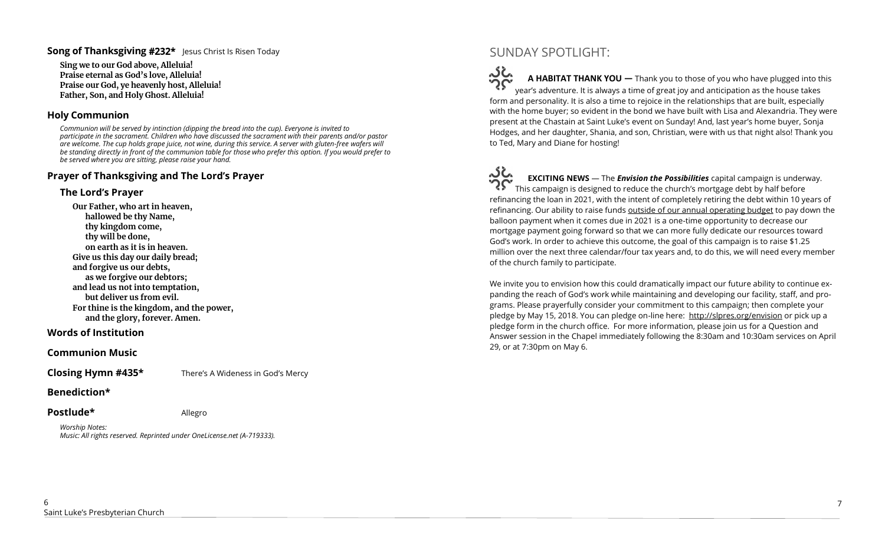**Song of Thanksgiving #232*** Jesus Christ Is Risen Today

**Sing we to our God above, Alleluia!**
**Praise eternal as God's love, Alleluia!**
**Praise our God, ye heavenly host, Alleluia!**
**Father, Son, and Holy Ghost. Alleluia!**

### Holy Communion

*Communion will be served by intinction (dipping the bread into the cup). Everyone is invited to participate in the sacrament. Children who have discussed the sacrament with their parents and/or pastor are welcome. The cup holds grape juice, not wine, during this service. A server with gluten-free wafers will be standing directly in front of the communion table for those who prefer this option. If you would prefer to be served where you are sitting, please raise your hand.*

### Prayer of Thanksgiving and The Lord's Prayer

#### The Lord's Prayer

**Our Father, who art in heaven,**
**hallowed be thy Name,**
**thy kingdom come,**
**thy will be done,**
**on earth as it is in heaven.**
**Give us this day our daily bread;**
**and forgive us our debts,**
**as we forgive our debtors;**
**and lead us not into temptation,**
**but deliver us from evil.**
**For thine is the kingdom, and the power,**
**and the glory, forever. Amen.**

### Words of Institution

### Communion Music

**Closing Hymn #435*** There's A Wideness in God's Mercy

### Benediction*

**Postlude*** Allegro

*Worship Notes:*
*Music: All rights reserved. Reprinted under OneLicense.net (A-719333).*

## SUNDAY SPOTLIGHT:

**A HABITAT THANK YOU —** Thank you to those of you who have plugged into this year's adventure. It is always a time of great joy and anticipation as the house takes form and personality. It is also a time to rejoice in the relationships that are built, especially with the home buyer; so evident in the bond we have built with Lisa and Alexandria. They were present at the Chastain at Saint Luke's event on Sunday! And, last year's home buyer, Sonja Hodges, and her daughter, Shania, and son, Christian, were with us that night also! Thank you to Ted, Mary and Diane for hosting!

**EXCITING NEWS** — The ***Envision the Possibilities*** capital campaign is underway. This campaign is designed to reduce the church's mortgage debt by half before refinancing the loan in 2021, with the intent of completely retiring the debt within 10 years of refinancing. Our ability to raise funds outside of our annual operating budget to pay down the balloon payment when it comes due in 2021 is a one-time opportunity to decrease our mortgage payment going forward so that we can more fully dedicate our resources toward God's work. In order to achieve this outcome, the goal of this campaign is to raise $1.25 million over the next three calendar/four tax years and, to do this, we will need every member of the church family to participate.

We invite you to envision how this could dramatically impact our future ability to continue expanding the reach of God's work while maintaining and developing our facility, staff, and programs. Please prayerfully consider your commitment to this campaign; then complete your pledge by May 15, 2018. You can pledge on-line here: http://slpres.org/envision or pick up a pledge form in the church office. For more information, please join us for a Question and Answer session in the Chapel immediately following the 8:30am and 10:30am services on April 29, or at 7:30pm on May 6.